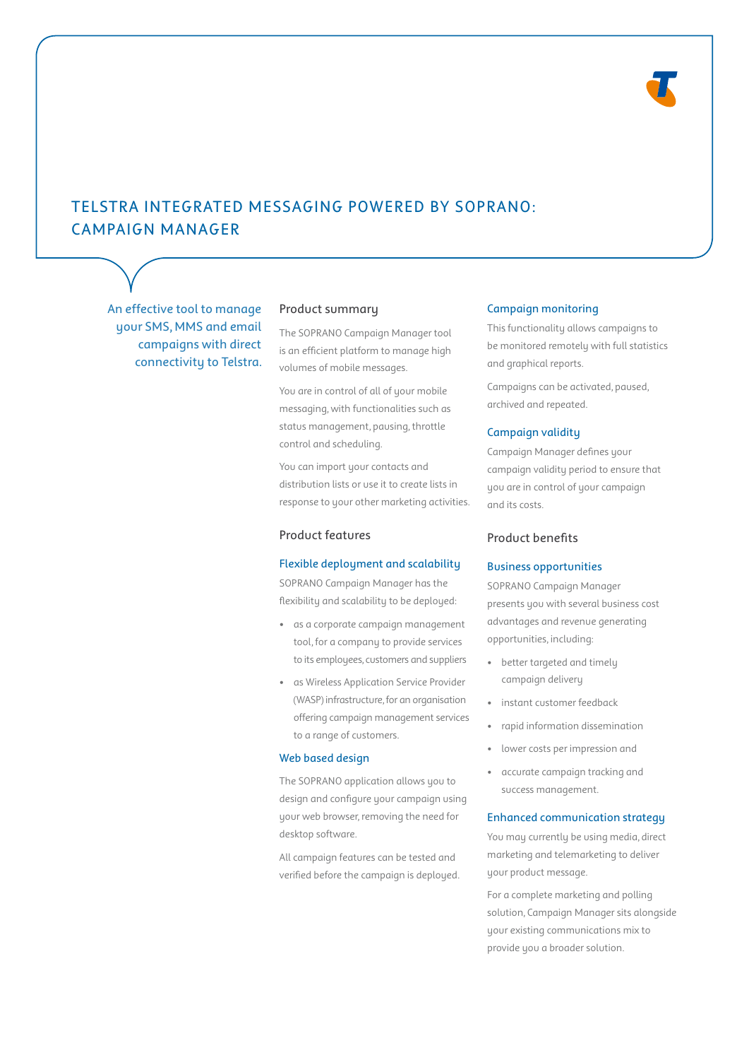# TELSTRA INTEGRATED MESSAGING POWERED BY SOPRANO: CAMPAIGN MANAGER

An effective tool to manage your SMS, MMS and email campaigns with direct connectivity to Telstra.

## Product summary

The SOPRANO Campaign Manager tool is an efficient platform to manage high volumes of mobile messages.

You are in control of all of your mobile messaging, with functionalities such as status management, pausing, throttle control and scheduling.

You can import your contacts and distribution lists or use it to create lists in response to your other marketing activities.

## Product features

### Flexible deployment and scalability

SOPRANO Campaign Manager has the flexibility and scalability to be deployed:

- as a corporate campaign management tool, for a company to provide services to its employees, customers and suppliers
- as Wireless Application Service Provider (WASP) infrastructure, for an organisation offering campaign management services to a range of customers.

### Web based design

The SOPRANO application allows you to design and configure your campaign using your web browser, removing the need for desktop software.

All campaign features can be tested and verified before the campaign is deployed.

### Campaign monitoring

This functionality allows campaigns to be monitored remotely with full statistics and graphical reports.

Campaigns can be activated, paused, archived and repeated.

### Campaign validity

Campaign Manager defines your campaign validity period to ensure that you are in control of your campaign and its costs.

## Product benefits

### Business opportunities

SOPRANO Campaign Manager presents you with several business cost advantages and revenue generating opportunities, including:

- better targeted and timely campaign delivery
- instant customer feedback
- rapid information dissemination
- lower costs per impression and
- accurate campaign tracking and success management.

### Enhanced communication strategy

You may currently be using media, direct marketing and telemarketing to deliver your product message.

For a complete marketing and polling solution, Campaign Manager sits alongside your existing communications mix to provide you a broader solution.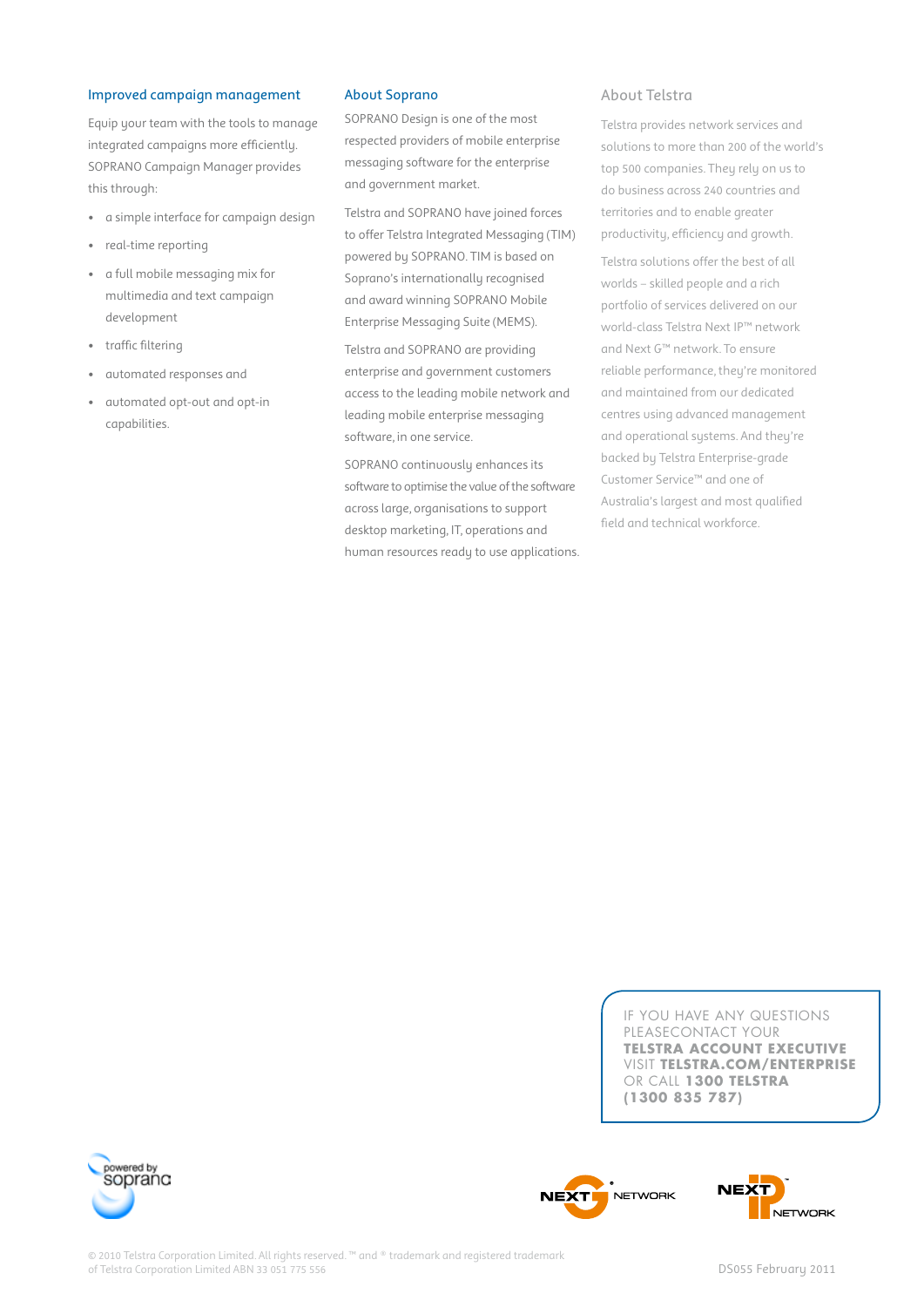## Improved campaign management

Equip your team with the tools to manage integrated campaigns more efficiently. SOPRANO Campaign Manager provides this through:

- a simple interface for campaign design
- real-time reporting
- a full mobile messaging mix for multimedia and text campaign development
- traffic filtering
- automated responses and
- automated opt-out and opt-in capabilities.

## About Soprano

SOPRANO Design is one of the most respected providers of mobile enterprise messaging software for the enterprise and government market.

Telstra and SOPRANO have joined forces to offer Telstra Integrated Messaging (TIM) powered by SOPRANO. TIM is based on Soprano's internationally recognised and award winning SOPRANO Mobile Enterprise Messaging Suite (MEMS).

Telstra and SOPRANO are providing enterprise and government customers access to the leading mobile network and leading mobile enterprise messaging software, in one service.

SOPRANO continuously enhances its software to optimise the value of the software across large, organisations to support desktop marketing, IT, operations and human resources ready to use applications.

## About Telstra

Telstra provides network services and solutions to more than 200 of the world's top 500 companies. They rely on us to do business across 240 countries and territories and to enable greater productivity, efficiency and growth.

Telstra solutions offer the best of all worlds – skilled people and a rich portfolio of services delivered on our world-class Telstra Next IP™ network and Next G™ network. To ensure reliable performance, they're monitored and maintained from our dedicated centres using advanced management and operational systems. And they're backed by Telstra Enterprise-grade Customer Service™ and one of Australia's largest and most qualified field and technical workforce.

IF YOU HAVE ANY QUESTIONS PLEASECONTACT YOUR **TELSTRA ACCOUNT EXECUTIVE** VISIT **TELSTRA.COM/ENTERPRISE** OR CALL **1300 TELSTRA (1300 835 787)**

powered by soprano

NEXT G® NETWORK

NEXT IP™ NETWORK

© 2010 Telstra Corporation Limited. All rights reserved. ™ and ® trademark and registered trademark of Telstra Corporation Limited ABN 33 051 775 556

DS055 February 2011